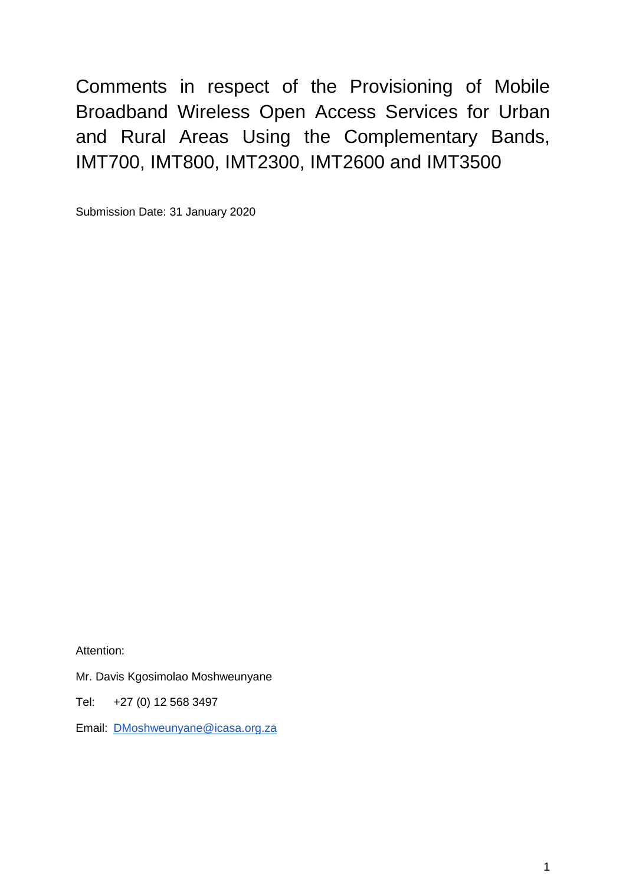# Comments in respect of the Provisioning of Mobile Broadband Wireless Open Access Services for Urban and Rural Areas Using the Complementary Bands, IMT700, IMT800, IMT2300, IMT2600 and IMT3500

Submission Date: 31 January 2020

Attention:

Mr. Davis Kgosimolao Moshweunyane

Tel: +27 (0) 12 568 3497

Email: DMoshweunyane@icasa.org.za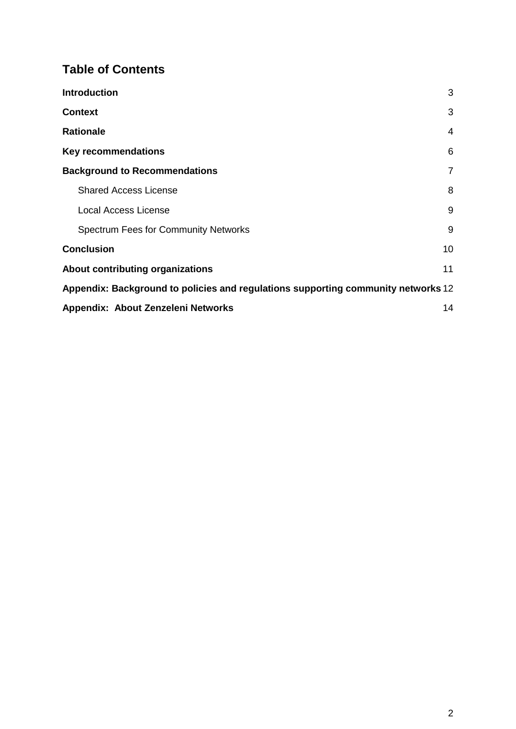## Table of Contents

**Introduction** 3

**Context** 3

**Rationale** 4

**Key recommendations** 6

**Background to Recommendations** 7

- Shared Access License 8
- Local Access License 9
- Spectrum Fees for Community Networks 9

**Conclusion** 10

**About contributing organizations** 11

**Appendix: Background to policies and regulations supporting community networks** 12

**Appendix: About Zenzeleni Networks** 14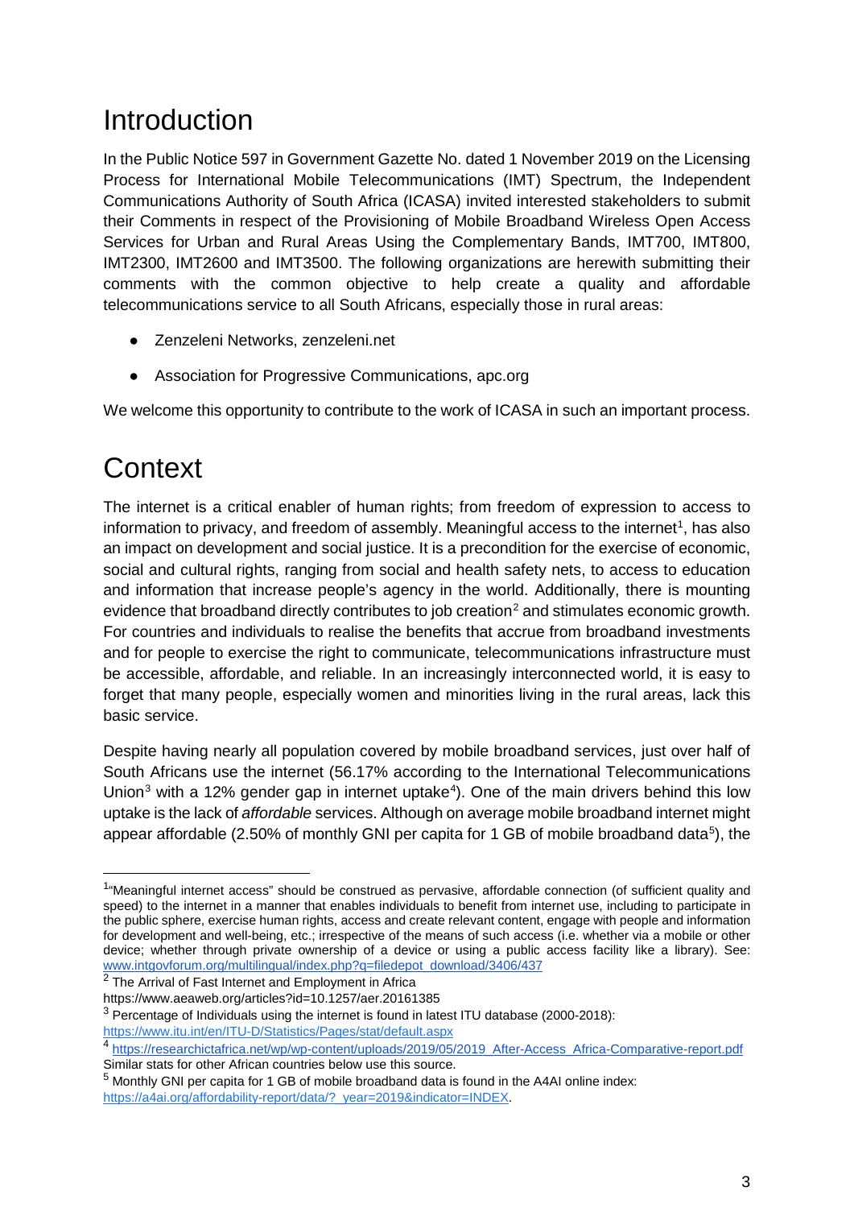# Introduction

In the Public Notice 597 in Government Gazette No. dated 1 November 2019 on the Licensing Process for International Mobile Telecommunications (IMT) Spectrum, the Independent Communications Authority of South Africa (ICASA) invited interested stakeholders to submit their Comments in respect of the Provisioning of Mobile Broadband Wireless Open Access Services for Urban and Rural Areas Using the Complementary Bands, IMT700, IMT800, IMT2300, IMT2600 and IMT3500. The following organizations are herewith submitting their comments with the common objective to help create a quality and affordable telecommunications service to all South Africans, especially those in rural areas:

- Zenzeleni Networks, zenzeleni.net
- Association for Progressive Communications, apc.org

We welcome this opportunity to contribute to the work of ICASA in such an important process.

# Context

The internet is a critical enabler of human rights; from freedom of expression to access to information to privacy, and freedom of assembly. Meaningful access to the internet[1], has also an impact on development and social justice. It is a precondition for the exercise of economic, social and cultural rights, ranging from social and health safety nets, to access to education and information that increase people's agency in the world. Additionally, there is mounting evidence that broadband directly contributes to job creation[2] and stimulates economic growth. For countries and individuals to realise the benefits that accrue from broadband investments and for people to exercise the right to communicate, telecommunications infrastructure must be accessible, affordable, and reliable. In an increasingly interconnected world, it is easy to forget that many people, especially women and minorities living in the rural areas, lack this basic service.

Despite having nearly all population covered by mobile broadband services, just over half of South Africans use the internet (56.17% according to the International Telecommunications Union[3] with a 12% gender gap in internet uptake[4]). One of the main drivers behind this low uptake is the lack of *affordable* services. Although on average mobile broadband internet might appear affordable (2.50% of monthly GNI per capita for 1 GB of mobile broadband data[5]), the

[1] "Meaningful internet access" should be construed as pervasive, affordable connection (of sufficient quality and speed) to the internet in a manner that enables individuals to benefit from internet use, including to participate in the public sphere, exercise human rights, access and create relevant content, engage with people and information for development and well-being, etc.; irrespective of the means of such access (i.e. whether via a mobile or other device; whether through private ownership of a device or using a public access facility like a library). See: www.intgovforum.org/multilingual/index.php?q=filedepot_download/3406/437

[2] The Arrival of Fast Internet and Employment in Africa
https://www.aeaweb.org/articles?id=10.1257/aer.20161385

[3] Percentage of Individuals using the internet is found in latest ITU database (2000-2018):
https://www.itu.int/en/ITU-D/Statistics/Pages/stat/default.aspx

[4] https://researchictafrica.net/wp/wp-content/uploads/2019/05/2019_After-Access_Africa-Comparative-report.pdf
Similar stats for other African countries below use this source.

[5] Monthly GNI per capita for 1 GB of mobile broadband data is found in the A4AI online index:
https://a4ai.org/affordability-report/data/?_year=2019&indicator=INDEX.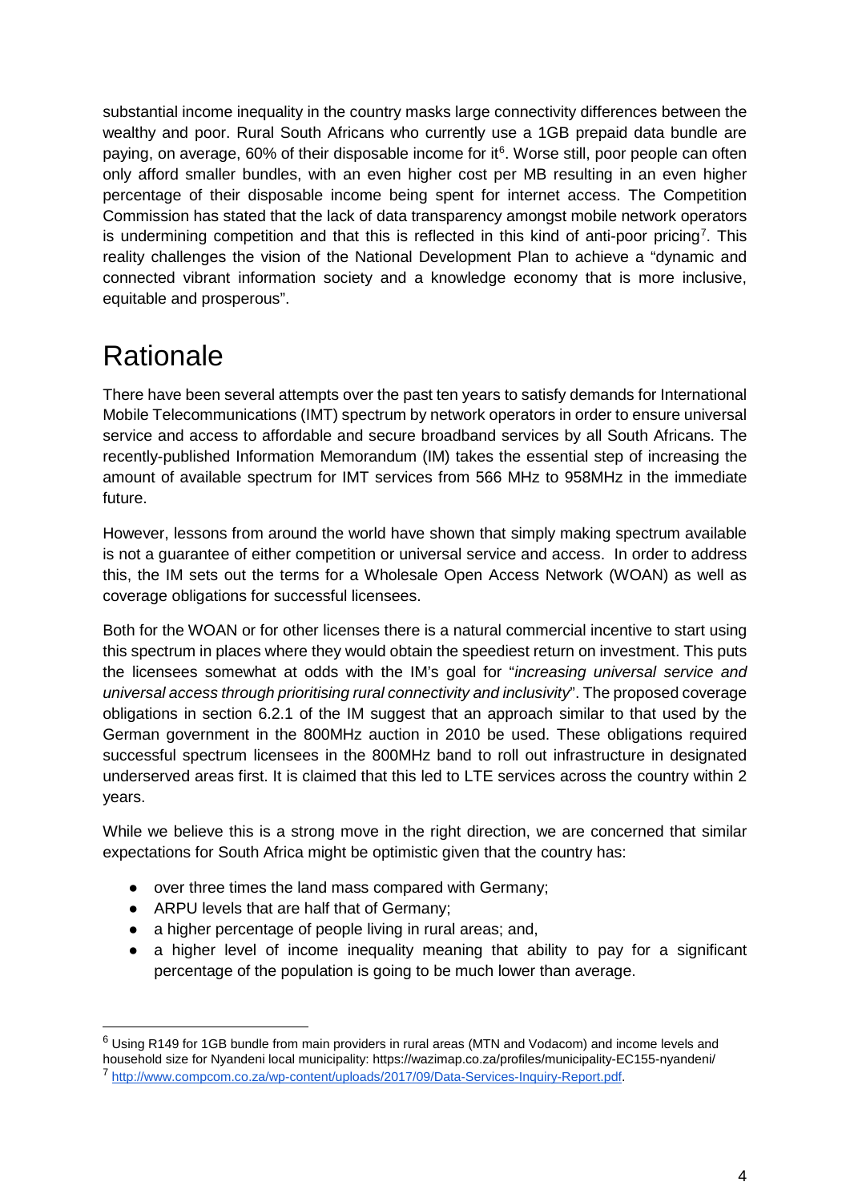substantial income inequality in the country masks large connectivity differences between the wealthy and poor. Rural South Africans who currently use a 1GB prepaid data bundle are paying, on average, 60% of their disposable income for it[6]. Worse still, poor people can often only afford smaller bundles, with an even higher cost per MB resulting in an even higher percentage of their disposable income being spent for internet access. The Competition Commission has stated that the lack of data transparency amongst mobile network operators is undermining competition and that this is reflected in this kind of anti-poor pricing[7]. This reality challenges the vision of the National Development Plan to achieve a "dynamic and connected vibrant information society and a knowledge economy that is more inclusive, equitable and prosperous".

# Rationale

There have been several attempts over the past ten years to satisfy demands for International Mobile Telecommunications (IMT) spectrum by network operators in order to ensure universal service and access to affordable and secure broadband services by all South Africans. The recently-published Information Memorandum (IM) takes the essential step of increasing the amount of available spectrum for IMT services from 566 MHz to 958MHz in the immediate future.

However, lessons from around the world have shown that simply making spectrum available is not a guarantee of either competition or universal service and access. In order to address this, the IM sets out the terms for a Wholesale Open Access Network (WOAN) as well as coverage obligations for successful licensees.

Both for the WOAN or for other licenses there is a natural commercial incentive to start using this spectrum in places where they would obtain the speediest return on investment. This puts the licensees somewhat at odds with the IM's goal for "*increasing universal service and universal access through prioritising rural connectivity and inclusivity*". The proposed coverage obligations in section 6.2.1 of the IM suggest that an approach similar to that used by the German government in the 800MHz auction in 2010 be used. These obligations required successful spectrum licensees in the 800MHz band to roll out infrastructure in designated underserved areas first. It is claimed that this led to LTE services across the country within 2 years.

While we believe this is a strong move in the right direction, we are concerned that similar expectations for South Africa might be optimistic given that the country has:

- over three times the land mass compared with Germany;
- ARPU levels that are half that of Germany;
- a higher percentage of people living in rural areas; and,
- a higher level of income inequality meaning that ability to pay for a significant percentage of the population is going to be much lower than average.

---

[6] Using R149 for 1GB bundle from main providers in rural areas (MTN and Vodacom) and income levels and household size for Nyandeni local municipality: https://wazimap.co.za/profiles/municipality-EC155-nyandeni/

[7] http://www.compcom.co.za/wp-content/uploads/2017/09/Data-Services-Inquiry-Report.pdf.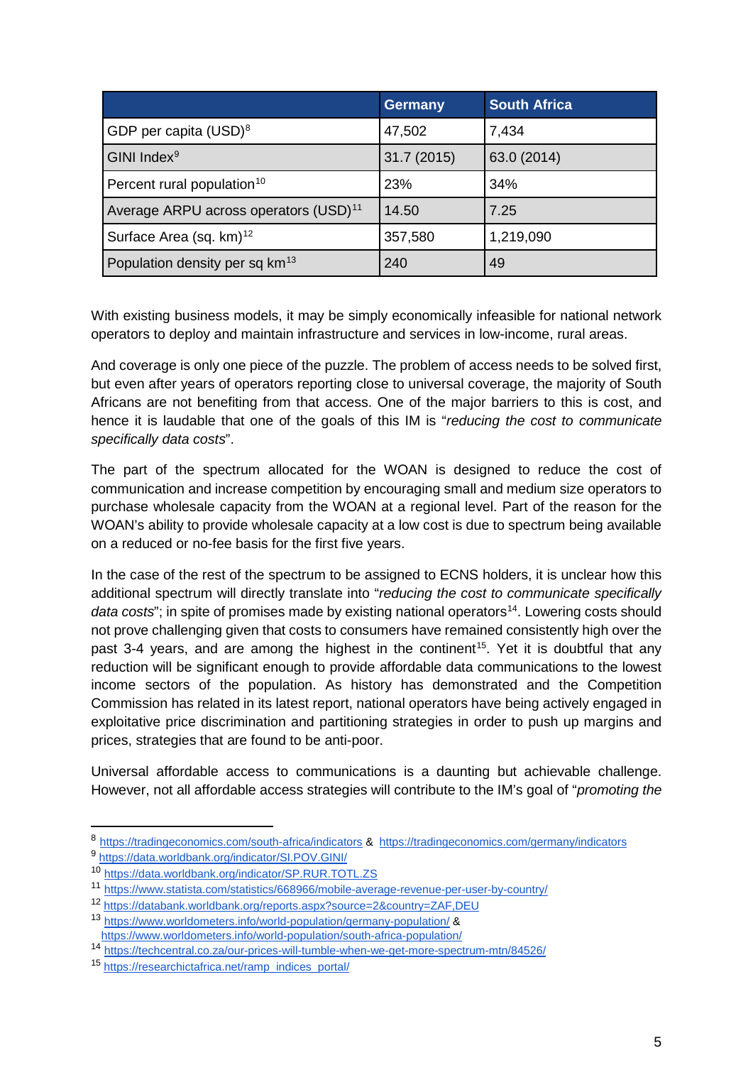| | Germany | South Africa |
|---|---|---|
| GDP per capita (USD)[8] | 47,502 | 7,434 |
| GINI Index[9] | 31.7 (2015) | 63.0 (2014) |
| Percent rural population[10] | 23% | 34% |
| Average ARPU across operators (USD)[11] | 14.50 | 7.25 |
| Surface Area (sq. km)[12] | 357,580 | 1,219,090 |
| Population density per sq km[13] | 240 | 49 |

With existing business models, it may be simply economically infeasible for national network operators to deploy and maintain infrastructure and services in low-income, rural areas.

And coverage is only one piece of the puzzle. The problem of access needs to be solved first, but even after years of operators reporting close to universal coverage, the majority of South Africans are not benefiting from that access. One of the major barriers to this is cost, and hence it is laudable that one of the goals of this IM is "*reducing the cost to communicate specifically data costs*".

The part of the spectrum allocated for the WOAN is designed to reduce the cost of communication and increase competition by encouraging small and medium size operators to purchase wholesale capacity from the WOAN at a regional level. Part of the reason for the WOAN's ability to provide wholesale capacity at a low cost is due to spectrum being available on a reduced or no-fee basis for the first five years.

In the case of the rest of the spectrum to be assigned to ECNS holders, it is unclear how this additional spectrum will directly translate into "*reducing the cost to communicate specifically data costs*"; in spite of promises made by existing national operators[14]. Lowering costs should not prove challenging given that costs to consumers have remained consistently high over the past 3-4 years, and are among the highest in the continent[15]. Yet it is doubtful that any reduction will be significant enough to provide affordable data communications to the lowest income sectors of the population. As history has demonstrated and the Competition Commission has related in its latest report, national operators have being actively engaged in exploitative price discrimination and partitioning strategies in order to push up margins and prices, strategies that are found to be anti-poor.

Universal affordable access to communications is a daunting but achievable challenge. However, not all affordable access strategies will contribute to the IM's goal of "*promoting the*

---

[8] https://tradingeconomics.com/south-africa/indicators & https://tradingeconomics.com/germany/indicators

[9] https://data.worldbank.org/indicator/SI.POV.GINI/

[10] https://data.worldbank.org/indicator/SP.RUR.TOTL.ZS

[11] https://www.statista.com/statistics/668966/mobile-average-revenue-per-user-by-country/

[12] https://databank.worldbank.org/reports.aspx?source=2&country=ZAF,DEU

[13] https://www.worldometers.info/world-population/germany-population/ & https://www.worldometers.info/world-population/south-africa-population/

[14] https://techcentral.co.za/our-prices-will-tumble-when-we-get-more-spectrum-mtn/84526/

[15] https://researchictafrica.net/ramp_indices_portal/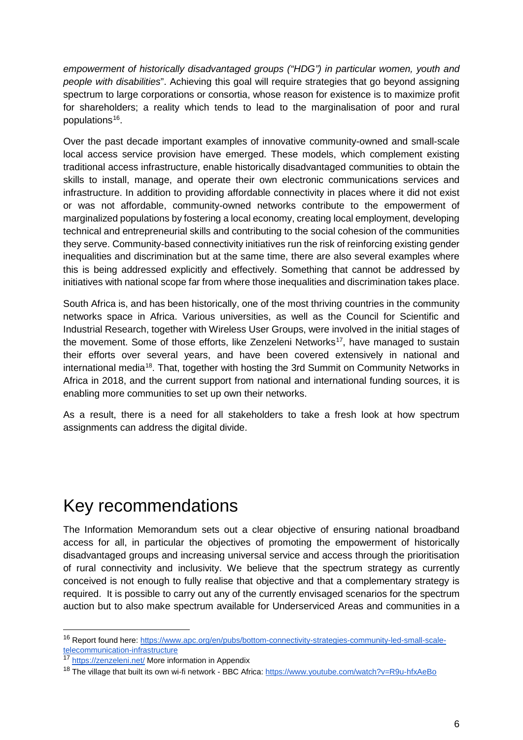*empowerment of historically disadvantaged groups ("HDG") in particular women, youth and people with disabilities*". Achieving this goal will require strategies that go beyond assigning spectrum to large corporations or consortia, whose reason for existence is to maximize profit for shareholders; a reality which tends to lead to the marginalisation of poor and rural populations[16].

Over the past decade important examples of innovative community-owned and small-scale local access service provision have emerged. These models, which complement existing traditional access infrastructure, enable historically disadvantaged communities to obtain the skills to install, manage, and operate their own electronic communications services and infrastructure. In addition to providing affordable connectivity in places where it did not exist or was not affordable, community-owned networks contribute to the empowerment of marginalized populations by fostering a local economy, creating local employment, developing technical and entrepreneurial skills and contributing to the social cohesion of the communities they serve. Community-based connectivity initiatives run the risk of reinforcing existing gender inequalities and discrimination but at the same time, there are also several examples where this is being addressed explicitly and effectively. Something that cannot be addressed by initiatives with national scope far from where those inequalities and discrimination takes place.

South Africa is, and has been historically, one of the most thriving countries in the community networks space in Africa. Various universities, as well as the Council for Scientific and Industrial Research, together with Wireless User Groups, were involved in the initial stages of the movement. Some of those efforts, like Zenzeleni Networks[17], have managed to sustain their efforts over several years, and have been covered extensively in national and international media[18]. That, together with hosting the 3rd Summit on Community Networks in Africa in 2018, and the current support from national and international funding sources, it is enabling more communities to set up own their networks.

As a result, there is a need for all stakeholders to take a fresh look at how spectrum assignments can address the digital divide.

# Key recommendations

The Information Memorandum sets out a clear objective of ensuring national broadband access for all, in particular the objectives of promoting the empowerment of historically disadvantaged groups and increasing universal service and access through the prioritisation of rural connectivity and inclusivity. We believe that the spectrum strategy as currently conceived is not enough to fully realise that objective and that a complementary strategy is required. It is possible to carry out any of the currently envisaged scenarios for the spectrum auction but to also make spectrum available for Underserviced Areas and communities in a

---

[16] Report found here: https://www.apc.org/en/pubs/bottom-connectivity-strategies-community-led-small-scale-telecommunication-infrastructure

[17] https://zenzeleni.net/ More information in Appendix

[18] The village that built its own wi-fi network - BBC Africa: https://www.youtube.com/watch?v=R9u-hfxAeBo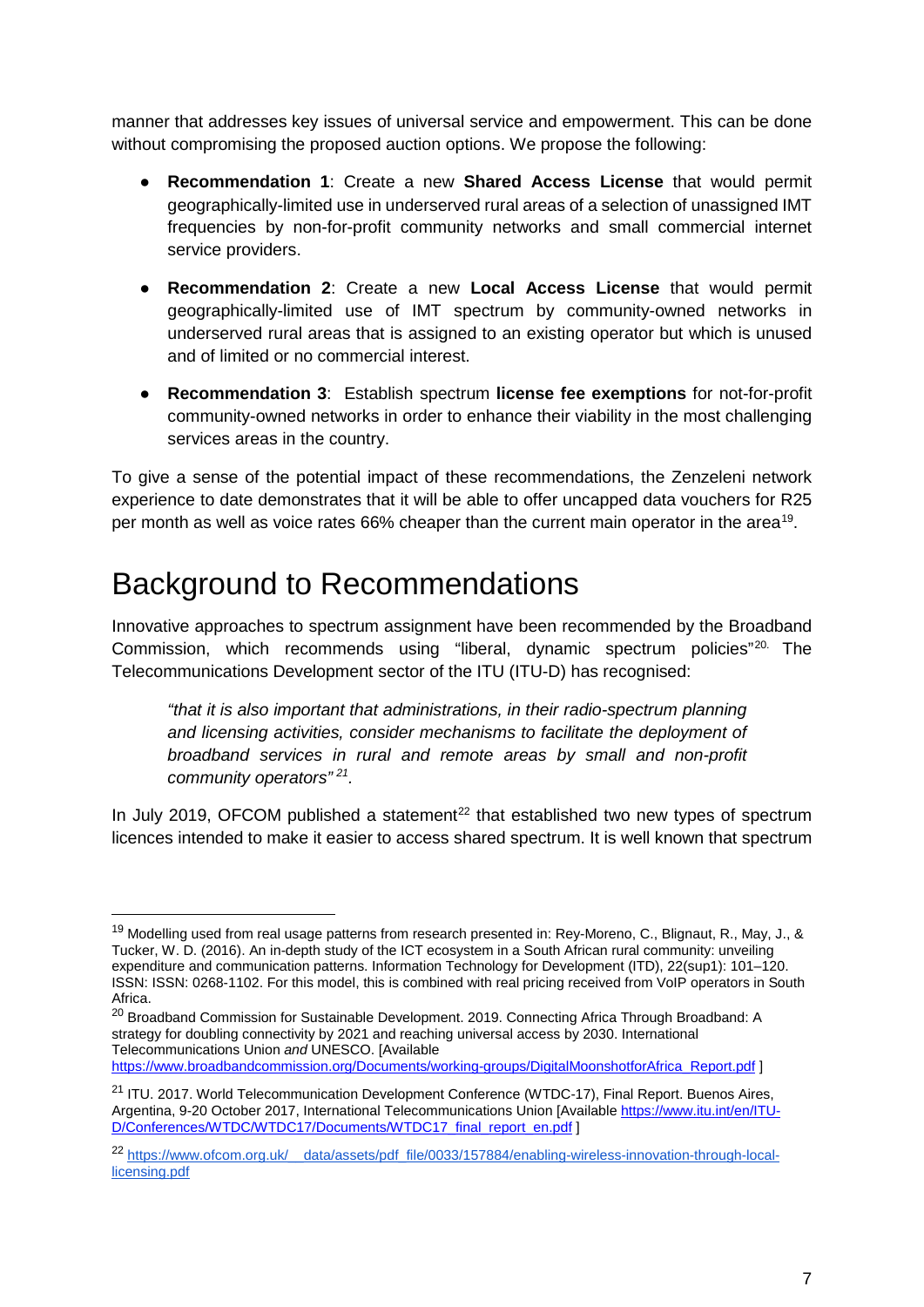manner that addresses key issues of universal service and empowerment. This can be done without compromising the proposed auction options. We propose the following:

- **Recommendation 1**: Create a new **Shared Access License** that would permit geographically-limited use in underserved rural areas of a selection of unassigned IMT frequencies by non-for-profit community networks and small commercial internet service providers.
- **Recommendation 2**: Create a new **Local Access License** that would permit geographically-limited use of IMT spectrum by community-owned networks in underserved rural areas that is assigned to an existing operator but which is unused and of limited or no commercial interest.
- **Recommendation 3**: Establish spectrum **license fee exemptions** for not-for-profit community-owned networks in order to enhance their viability in the most challenging services areas in the country.

To give a sense of the potential impact of these recommendations, the Zenzeleni network experience to date demonstrates that it will be able to offer uncapped data vouchers for R25 per month as well as voice rates 66% cheaper than the current main operator in the area[19].

# Background to Recommendations

Innovative approaches to spectrum assignment have been recommended by the Broadband Commission, which recommends using “liberal, dynamic spectrum policies”[20]. The Telecommunications Development sector of the ITU (ITU-D) has recognised:

> *“that it is also important that administrations, in their radio-spectrum planning and licensing activities, consider mechanisms to facilitate the deployment of broadband services in rural and remote areas by small and non-profit community operators”*[21].

In July 2019, OFCOM published a statement[22] that established two new types of spectrum licences intended to make it easier to access shared spectrum. It is well known that spectrum

---

[19] Modelling used from real usage patterns from research presented in: Rey-Moreno, C., Blignaut, R., May, J., & Tucker, W. D. (2016). An in-depth study of the ICT ecosystem in a South African rural community: unveiling expenditure and communication patterns. Information Technology for Development (ITD), 22(sup1): 101–120. ISSN: ISSN: 0268-1102. For this model, this is combined with real pricing received from VoIP operators in South Africa.

[20] Broadband Commission for Sustainable Development. 2019. Connecting Africa Through Broadband: A strategy for doubling connectivity by 2021 and reaching universal access by 2030. International Telecommunications Union *and* UNESCO. [Available https://www.broadbandcommission.org/Documents/working-groups/DigitalMoonshotforAfrica_Report.pdf ]

[21] ITU. 2017. World Telecommunication Development Conference (WTDC-17), Final Report. Buenos Aires, Argentina, 9-20 October 2017, International Telecommunications Union [Available https://www.itu.int/en/ITU-D/Conferences/WTDC/WTDC17/Documents/WTDC17_final_report_en.pdf ]

[22] https://www.ofcom.org.uk/__data/assets/pdf_file/0033/157884/enabling-wireless-innovation-through-local-licensing.pdf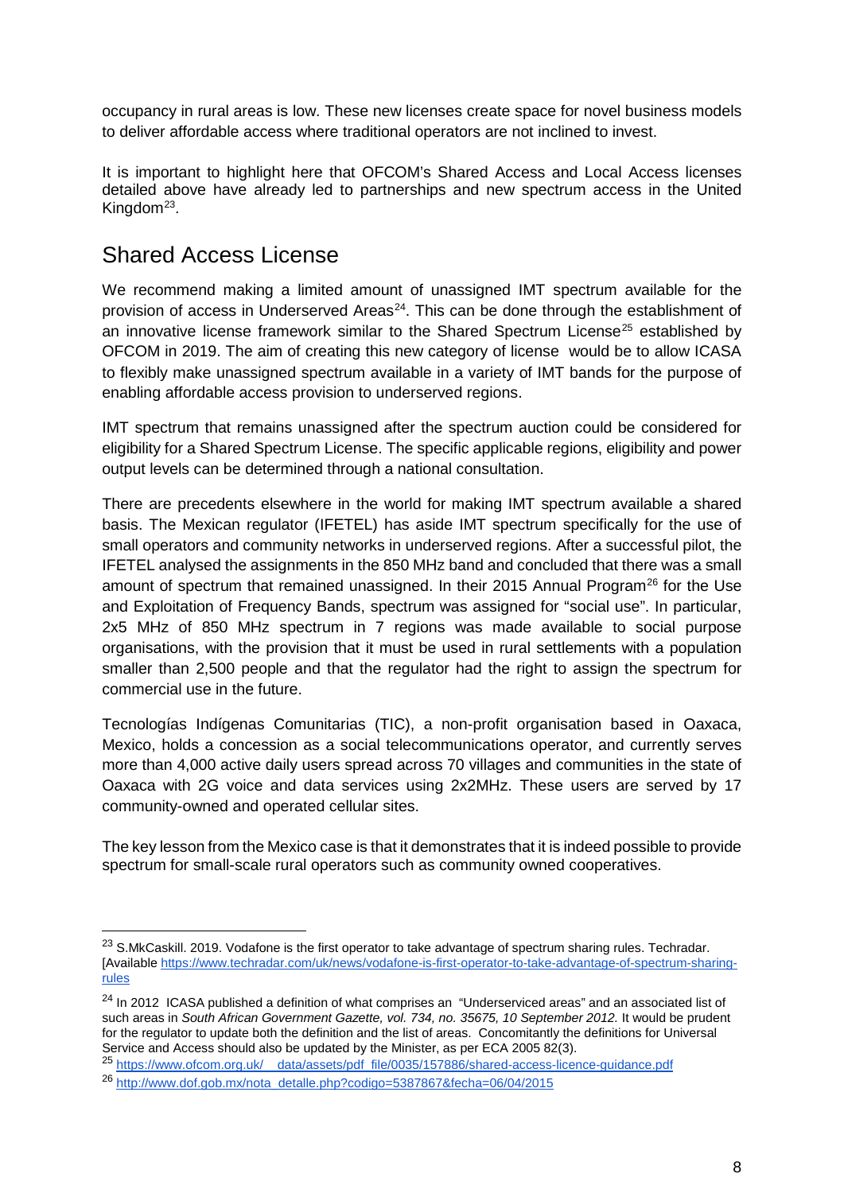occupancy in rural areas is low. These new licenses create space for novel business models to deliver affordable access where traditional operators are not inclined to invest.

It is important to highlight here that OFCOM's Shared Access and Local Access licenses detailed above have already led to partnerships and new spectrum access in the United Kingdom[23].

## Shared Access License

We recommend making a limited amount of unassigned IMT spectrum available for the provision of access in Underserved Areas[24]. This can be done through the establishment of an innovative license framework similar to the Shared Spectrum License[25] established by OFCOM in 2019. The aim of creating this new category of license would be to allow ICASA to flexibly make unassigned spectrum available in a variety of IMT bands for the purpose of enabling affordable access provision to underserved regions.

IMT spectrum that remains unassigned after the spectrum auction could be considered for eligibility for a Shared Spectrum License. The specific applicable regions, eligibility and power output levels can be determined through a national consultation.

There are precedents elsewhere in the world for making IMT spectrum available a shared basis. The Mexican regulator (IFETEL) has aside IMT spectrum specifically for the use of small operators and community networks in underserved regions. After a successful pilot, the IFETEL analysed the assignments in the 850 MHz band and concluded that there was a small amount of spectrum that remained unassigned. In their 2015 Annual Program[26] for the Use and Exploitation of Frequency Bands, spectrum was assigned for "social use". In particular, 2x5 MHz of 850 MHz spectrum in 7 regions was made available to social purpose organisations, with the provision that it must be used in rural settlements with a population smaller than 2,500 people and that the regulator had the right to assign the spectrum for commercial use in the future.

Tecnologías Indígenas Comunitarias (TIC), a non-profit organisation based in Oaxaca, Mexico, holds a concession as a social telecommunications operator, and currently serves more than 4,000 active daily users spread across 70 villages and communities in the state of Oaxaca with 2G voice and data services using 2x2MHz. These users are served by 17 community-owned and operated cellular sites.

The key lesson from the Mexico case is that it demonstrates that it is indeed possible to provide spectrum for small-scale rural operators such as community owned cooperatives.

---

[23] S.MkCaskill. 2019. Vodafone is the first operator to take advantage of spectrum sharing rules. Techradar. [Available https://www.techradar.com/uk/news/vodafone-is-first-operator-to-take-advantage-of-spectrum-sharing-rules

[24] In 2012 ICASA published a definition of what comprises an "Underserviced areas" and an associated list of such areas in *South African Government Gazette, vol. 734, no. 35675, 10 September 2012.* It would be prudent for the regulator to update both the definition and the list of areas. Concomitantly the definitions for Universal Service and Access should also be updated by the Minister, as per ECA 2005 82(3).

[25] https://www.ofcom.org.uk/__data/assets/pdf_file/0035/157886/shared-access-licence-guidance.pdf

[26] http://www.dof.gob.mx/nota_detalle.php?codigo=5387867&fecha=06/04/2015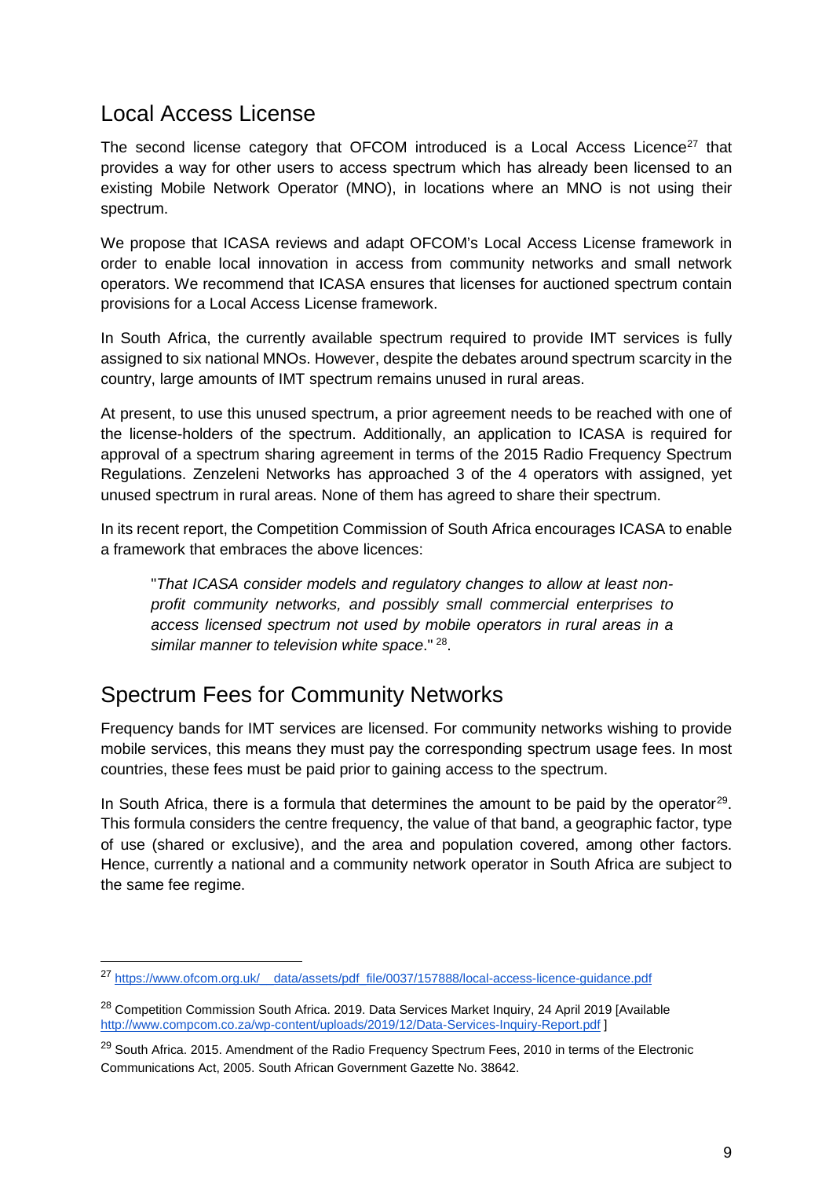## Local Access License

The second license category that OFCOM introduced is a Local Access Licence[27] that provides a way for other users to access spectrum which has already been licensed to an existing Mobile Network Operator (MNO), in locations where an MNO is not using their spectrum.

We propose that ICASA reviews and adapt OFCOM's Local Access License framework in order to enable local innovation in access from community networks and small network operators. We recommend that ICASA ensures that licenses for auctioned spectrum contain provisions for a Local Access License framework.

In South Africa, the currently available spectrum required to provide IMT services is fully assigned to six national MNOs. However, despite the debates around spectrum scarcity in the country, large amounts of IMT spectrum remains unused in rural areas.

At present, to use this unused spectrum, a prior agreement needs to be reached with one of the license-holders of the spectrum. Additionally, an application to ICASA is required for approval of a spectrum sharing agreement in terms of the 2015 Radio Frequency Spectrum Regulations. Zenzeleni Networks has approached 3 of the 4 operators with assigned, yet unused spectrum in rural areas. None of them has agreed to share their spectrum.

In its recent report, the Competition Commission of South Africa encourages ICASA to enable a framework that embraces the above licences:

> "*That ICASA consider models and regulatory changes to allow at least non-profit community networks, and possibly small commercial enterprises to access licensed spectrum not used by mobile operators in rural areas in a similar manner to television white space*." [28].

## Spectrum Fees for Community Networks

Frequency bands for IMT services are licensed. For community networks wishing to provide mobile services, this means they must pay the corresponding spectrum usage fees. In most countries, these fees must be paid prior to gaining access to the spectrum.

In South Africa, there is a formula that determines the amount to be paid by the operator[29]. This formula considers the centre frequency, the value of that band, a geographic factor, type of use (shared or exclusive), and the area and population covered, among other factors. Hence, currently a national and a community network operator in South Africa are subject to the same fee regime.

---

[27] https://www.ofcom.org.uk/__data/assets/pdf_file/0037/157888/local-access-licence-guidance.pdf

[28] Competition Commission South Africa. 2019. Data Services Market Inquiry, 24 April 2019 [Available http://www.compcom.co.za/wp-content/uploads/2019/12/Data-Services-Inquiry-Report.pdf ]

[29] South Africa. 2015. Amendment of the Radio Frequency Spectrum Fees, 2010 in terms of the Electronic Communications Act, 2005. South African Government Gazette No. 38642.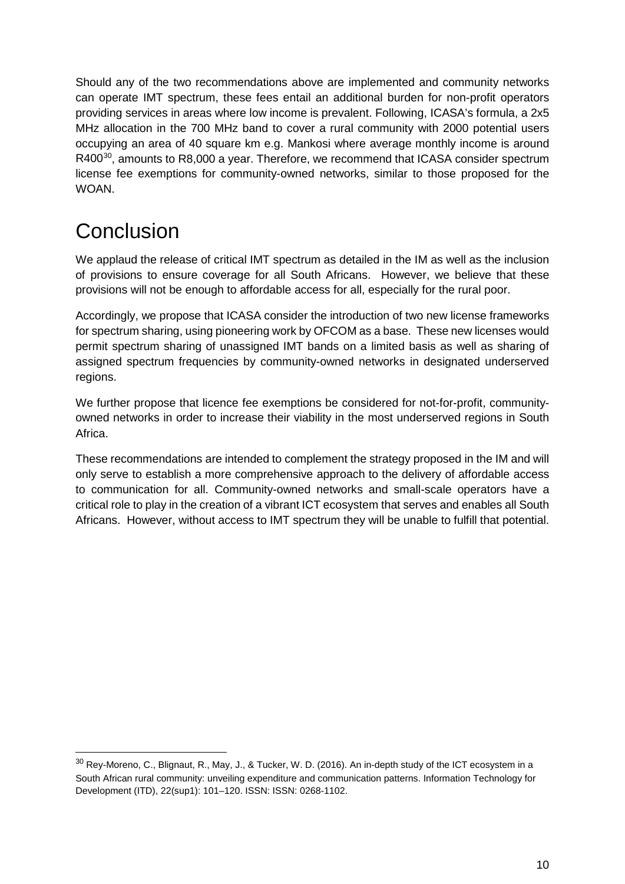Should any of the two recommendations above are implemented and community networks can operate IMT spectrum, these fees entail an additional burden for non-profit operators providing services in areas where low income is prevalent. Following, ICASA's formula, a 2x5 MHz allocation in the 700 MHz band to cover a rural community with 2000 potential users occupying an area of 40 square km e.g. Mankosi where average monthly income is around R400[30], amounts to R8,000 a year. Therefore, we recommend that ICASA consider spectrum license fee exemptions for community-owned networks, similar to those proposed for the WOAN.

# Conclusion

We applaud the release of critical IMT spectrum as detailed in the IM as well as the inclusion of provisions to ensure coverage for all South Africans. However, we believe that these provisions will not be enough to affordable access for all, especially for the rural poor.

Accordingly, we propose that ICASA consider the introduction of two new license frameworks for spectrum sharing, using pioneering work by OFCOM as a base. These new licenses would permit spectrum sharing of unassigned IMT bands on a limited basis as well as sharing of assigned spectrum frequencies by community-owned networks in designated underserved regions.

We further propose that licence fee exemptions be considered for not-for-profit, community-owned networks in order to increase their viability in the most underserved regions in South Africa.

These recommendations are intended to complement the strategy proposed in the IM and will only serve to establish a more comprehensive approach to the delivery of affordable access to communication for all. Community-owned networks and small-scale operators have a critical role to play in the creation of a vibrant ICT ecosystem that serves and enables all South Africans. However, without access to IMT spectrum they will be unable to fulfill that potential.

---

[30] Rey-Moreno, C., Blignaut, R., May, J., & Tucker, W. D. (2016). An in-depth study of the ICT ecosystem in a South African rural community: unveiling expenditure and communication patterns. Information Technology for Development (ITD), 22(sup1): 101–120. ISSN: ISSN: 0268-1102.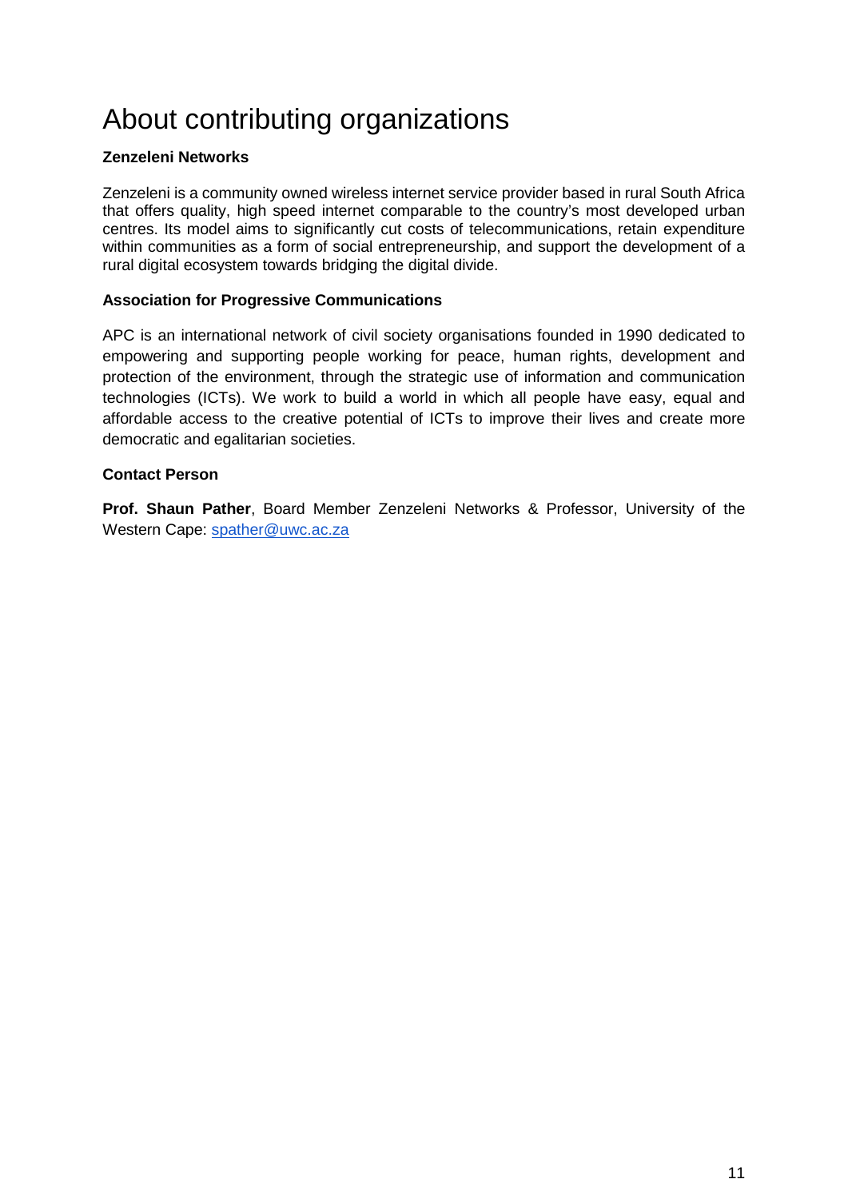# About contributing organizations

**Zenzeleni Networks**

Zenzeleni is a community owned wireless internet service provider based in rural South Africa that offers quality, high speed internet comparable to the country's most developed urban centres. Its model aims to significantly cut costs of telecommunications, retain expenditure within communities as a form of social entrepreneurship, and support the development of a rural digital ecosystem towards bridging the digital divide.

**Association for Progressive Communications**

APC is an international network of civil society organisations founded in 1990 dedicated to empowering and supporting people working for peace, human rights, development and protection of the environment, through the strategic use of information and communication technologies (ICTs). We work to build a world in which all people have easy, equal and affordable access to the creative potential of ICTs to improve their lives and create more democratic and egalitarian societies.

**Contact Person**

**Prof. Shaun Pather**, Board Member Zenzeleni Networks & Professor, University of the Western Cape: [spather@uwc.ac.za](mailto:spather@uwc.ac.za)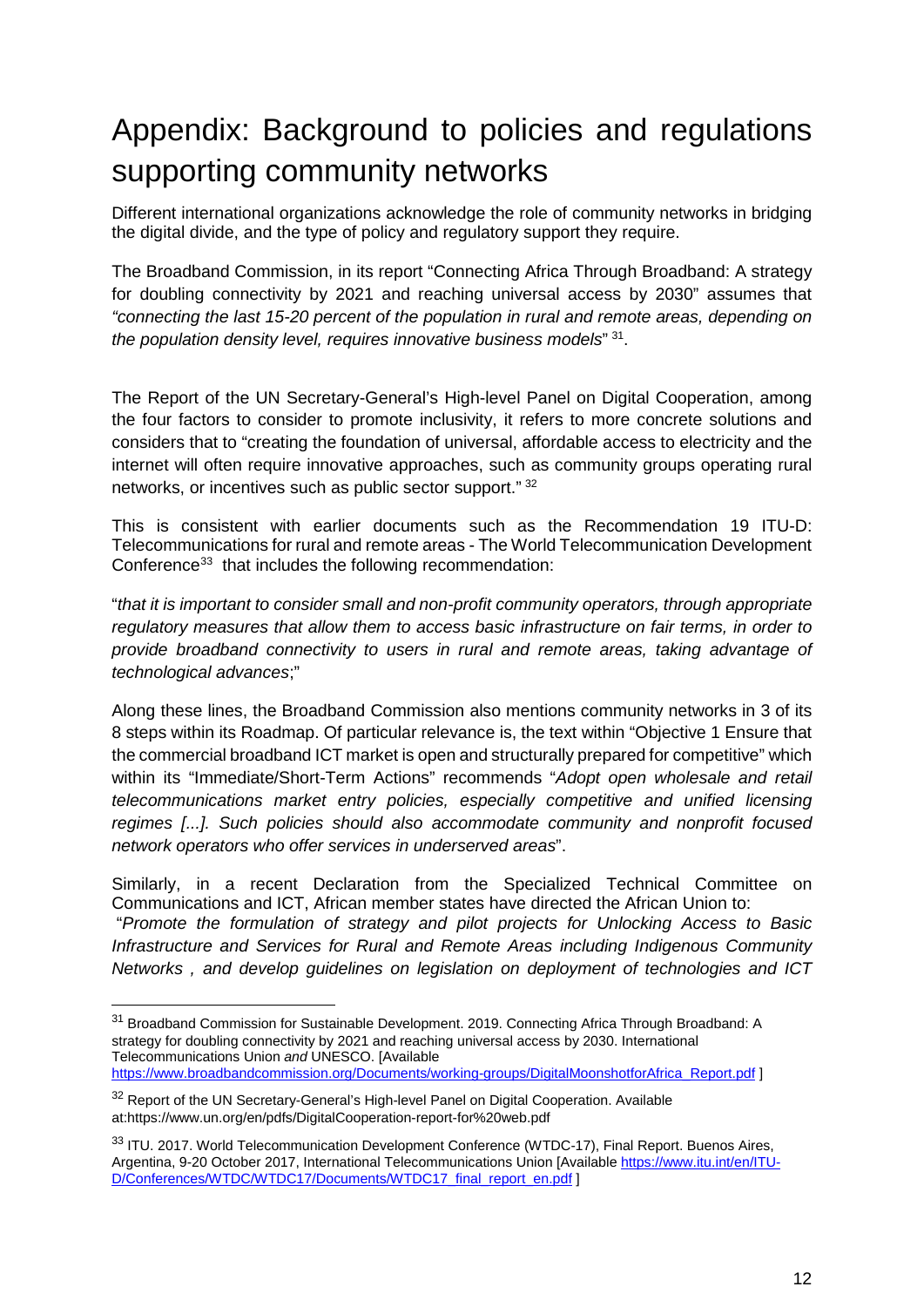# Appendix: Background to policies and regulations supporting community networks

Different international organizations acknowledge the role of community networks in bridging the digital divide, and the type of policy and regulatory support they require.

The Broadband Commission, in its report "Connecting Africa Through Broadband: A strategy for doubling connectivity by 2021 and reaching universal access by 2030" assumes that *"connecting the last 15-20 percent of the population in rural and remote areas, depending on the population density level, requires innovative business models*" [31].

The Report of the UN Secretary-General's High-level Panel on Digital Cooperation, among the four factors to consider to promote inclusivity, it refers to more concrete solutions and considers that to "creating the foundation of universal, affordable access to electricity and the internet will often require innovative approaches, such as community groups operating rural networks, or incentives such as public sector support." [32]

This is consistent with earlier documents such as the Recommendation 19 ITU-D: Telecommunications for rural and remote areas - The World Telecommunication Development Conference[33] that includes the following recommendation:

"*that it is important to consider small and non-profit community operators, through appropriate regulatory measures that allow them to access basic infrastructure on fair terms, in order to provide broadband connectivity to users in rural and remote areas, taking advantage of technological advances*;"

Along these lines, the Broadband Commission also mentions community networks in 3 of its 8 steps within its Roadmap. Of particular relevance is, the text within "Objective 1 Ensure that the commercial broadband ICT market is open and structurally prepared for competitive" which within its "Immediate/Short-Term Actions" recommends "*Adopt open wholesale and retail telecommunications market entry policies, especially competitive and unified licensing regimes [...]. Such policies should also accommodate community and nonprofit focused network operators who offer services in underserved areas*".

Similarly, in a recent Declaration from the Specialized Technical Committee on Communications and ICT, African member states have directed the African Union to:
"*Promote the formulation of strategy and pilot projects for Unlocking Access to Basic Infrastructure and Services for Rural and Remote Areas including Indigenous Community Networks , and develop guidelines on legislation on deployment of technologies and ICT*

---

[31] Broadband Commission for Sustainable Development. 2019. Connecting Africa Through Broadband: A strategy for doubling connectivity by 2021 and reaching universal access by 2030. International Telecommunications Union *and* UNESCO. [Available https://www.broadbandcommission.org/Documents/working-groups/DigitalMoonshotforAfrica_Report.pdf ]

[32] Report of the UN Secretary-General's High-level Panel on Digital Cooperation. Available at:https://www.un.org/en/pdfs/DigitalCooperation-report-for%20web.pdf

[33] ITU. 2017. World Telecommunication Development Conference (WTDC-17), Final Report. Buenos Aires, Argentina, 9-20 October 2017, International Telecommunications Union [Available https://www.itu.int/en/ITU-D/Conferences/WTDC/WTDC17/Documents/WTDC17_final_report_en.pdf ]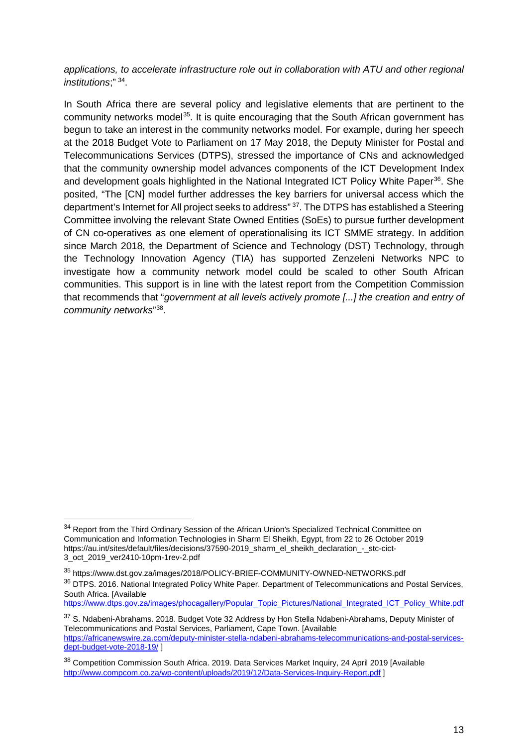*applications, to accelerate infrastructure role out in collaboration with ATU and other regional institutions*;" [34].

In South Africa there are several policy and legislative elements that are pertinent to the community networks model[35]. It is quite encouraging that the South African government has begun to take an interest in the community networks model. For example, during her speech at the 2018 Budget Vote to Parliament on 17 May 2018, the Deputy Minister for Postal and Telecommunications Services (DTPS), stressed the importance of CNs and acknowledged that the community ownership model advances components of the ICT Development Index and development goals highlighted in the National Integrated ICT Policy White Paper[36]. She posited, "The [CN] model further addresses the key barriers for universal access which the department's Internet for All project seeks to address" [37]. The DTPS has established a Steering Committee involving the relevant State Owned Entities (SoEs) to pursue further development of CN co-operatives as one element of operationalising its ICT SMME strategy. In addition since March 2018, the Department of Science and Technology (DST) Technology, through the Technology Innovation Agency (TIA) has supported Zenzeleni Networks NPC to investigate how a community network model could be scaled to other South African communities. This support is in line with the latest report from the Competition Commission that recommends that "*government at all levels actively promote [...] the creation and entry of community networks*"[38].

---

[34] Report from the Third Ordinary Session of the African Union's Specialized Technical Committee on Communication and Information Technologies in Sharm El Sheikh, Egypt, from 22 to 26 October 2019 https://au.int/sites/default/files/decisions/37590-2019_sharm_el_sheikh_declaration_-_stc-cict-3_oct_2019_ver2410-10pm-1rev-2.pdf

[35] https://www.dst.gov.za/images/2018/POLICY-BRIEF-COMMUNITY-OWNED-NETWORKS.pdf

[36] DTPS. 2016. National Integrated Policy White Paper. Department of Telecommunications and Postal Services, South Africa. [Available https://www.dtps.gov.za/images/phocagallery/Popular_Topic_Pictures/National_Integrated_ICT_Policy_White.pdf

[37] S. Ndabeni-Abrahams. 2018. Budget Vote 32 Address by Hon Stella Ndabeni-Abrahams, Deputy Minister of Telecommunications and Postal Services, Parliament, Cape Town. [Available https://africanewswire.za.com/deputy-minister-stella-ndabeni-abrahams-telecommunications-and-postal-services-dept-budget-vote-2018-19/ ]

[38] Competition Commission South Africa. 2019. Data Services Market Inquiry, 24 April 2019 [Available http://www.compcom.co.za/wp-content/uploads/2019/12/Data-Services-Inquiry-Report.pdf ]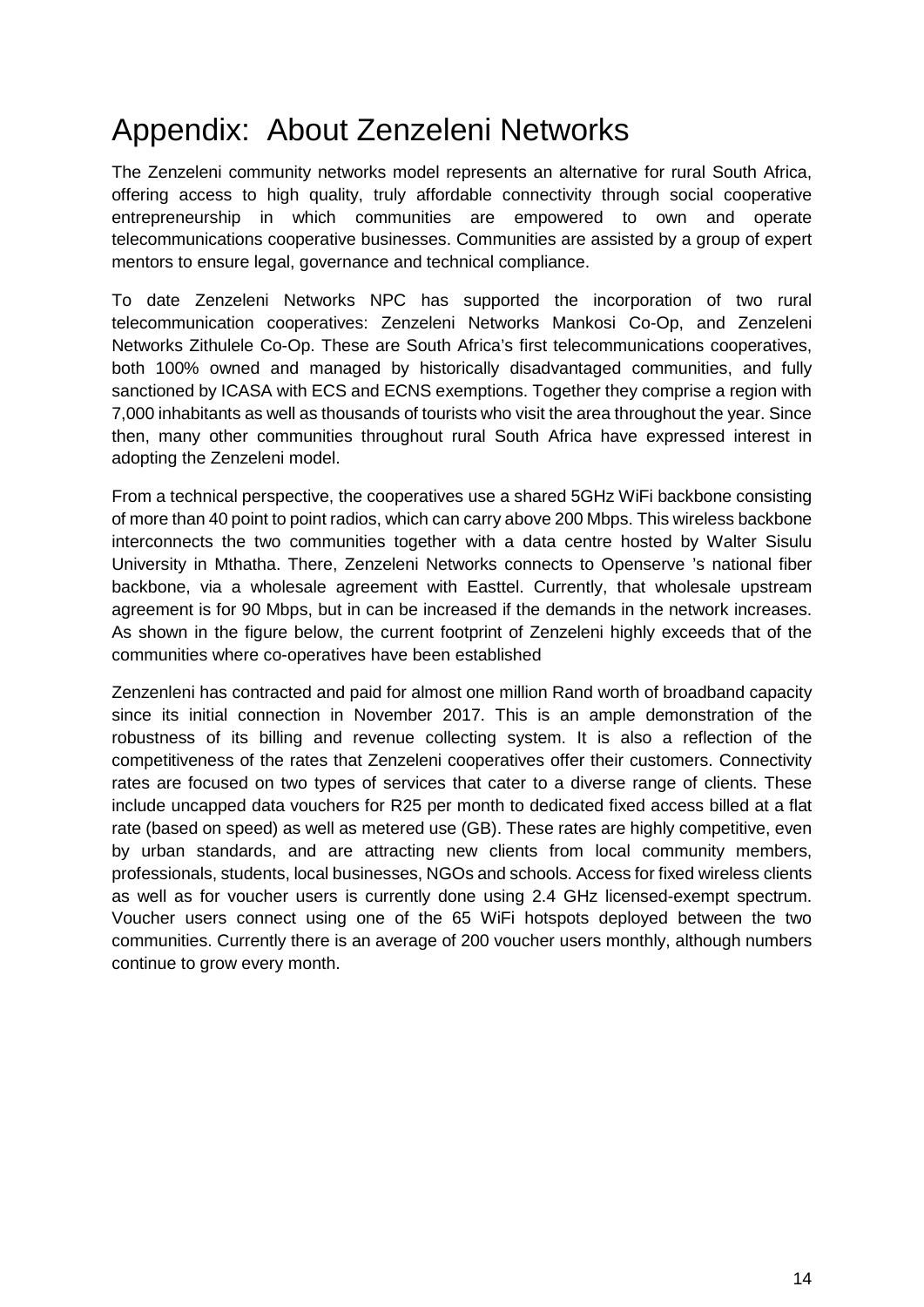# Appendix: About Zenzeleni Networks

The Zenzeleni community networks model represents an alternative for rural South Africa, offering access to high quality, truly affordable connectivity through social cooperative entrepreneurship in which communities are empowered to own and operate telecommunications cooperative businesses. Communities are assisted by a group of expert mentors to ensure legal, governance and technical compliance.

To date Zenzeleni Networks NPC has supported the incorporation of two rural telecommunication cooperatives: Zenzeleni Networks Mankosi Co-Op, and Zenzeleni Networks Zithulele Co-Op. These are South Africa's first telecommunications cooperatives, both 100% owned and managed by historically disadvantaged communities, and fully sanctioned by ICASA with ECS and ECNS exemptions. Together they comprise a region with 7,000 inhabitants as well as thousands of tourists who visit the area throughout the year. Since then, many other communities throughout rural South Africa have expressed interest in adopting the Zenzeleni model.

From a technical perspective, the cooperatives use a shared 5GHz WiFi backbone consisting of more than 40 point to point radios, which can carry above 200 Mbps. This wireless backbone interconnects the two communities together with a data centre hosted by Walter Sisulu University in Mthatha. There, Zenzeleni Networks connects to Openserve 's national fiber backbone, via a wholesale agreement with Easttel. Currently, that wholesale upstream agreement is for 90 Mbps, but in can be increased if the demands in the network increases. As shown in the figure below, the current footprint of Zenzeleni highly exceeds that of the communities where co-operatives have been established

Zenzenleni has contracted and paid for almost one million Rand worth of broadband capacity since its initial connection in November 2017. This is an ample demonstration of the robustness of its billing and revenue collecting system. It is also a reflection of the competitiveness of the rates that Zenzeleni cooperatives offer their customers. Connectivity rates are focused on two types of services that cater to a diverse range of clients. These include uncapped data vouchers for R25 per month to dedicated fixed access billed at a flat rate (based on speed) as well as metered use (GB). These rates are highly competitive, even by urban standards, and are attracting new clients from local community members, professionals, students, local businesses, NGOs and schools. Access for fixed wireless clients as well as for voucher users is currently done using 2.4 GHz licensed-exempt spectrum. Voucher users connect using one of the 65 WiFi hotspots deployed between the two communities. Currently there is an average of 200 voucher users monthly, although numbers continue to grow every month.